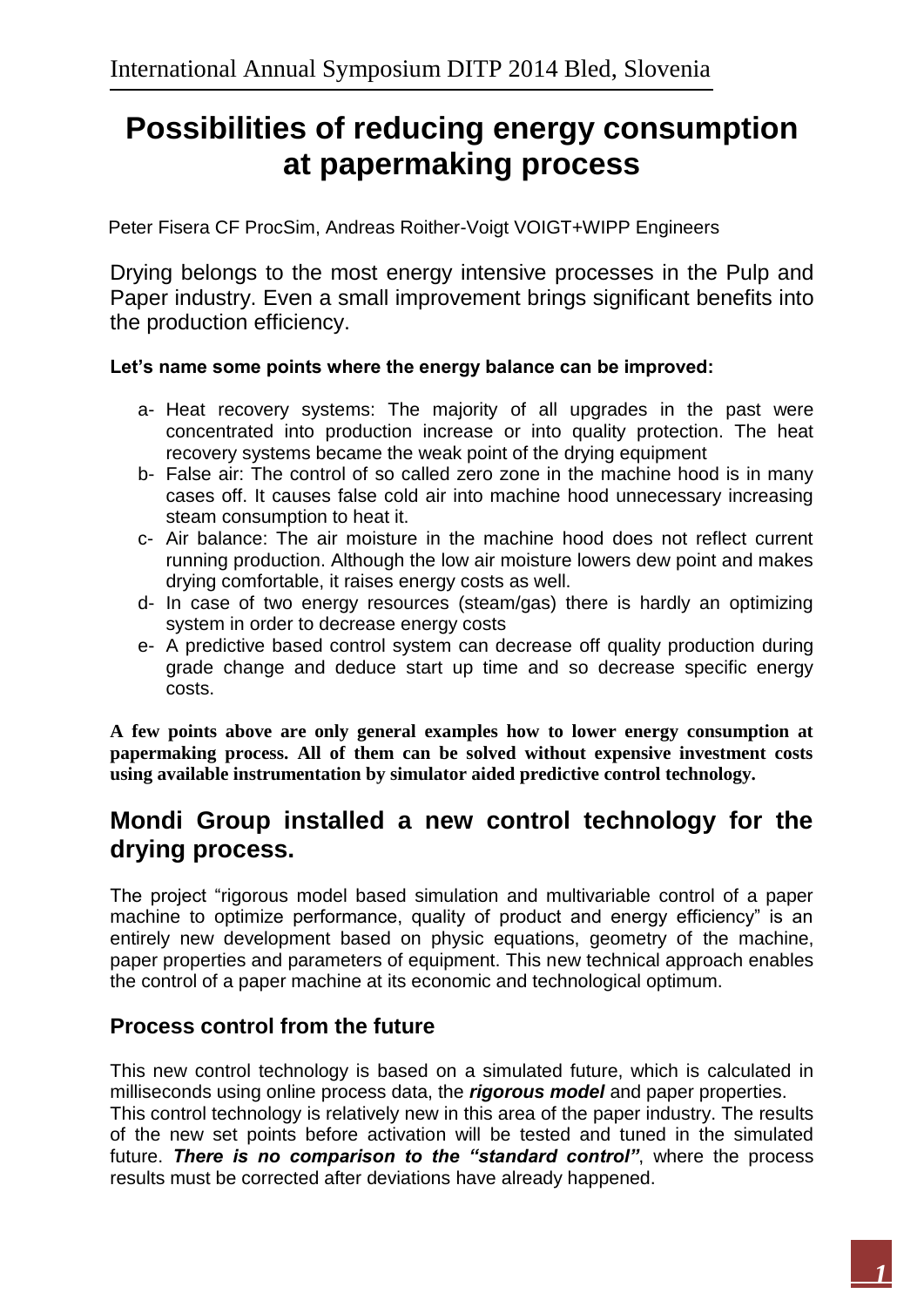# Possibilities of reducing energy consumption at papermaking process

Peter Fisera CF ProcSim, Andreas Roither-Voigt VOIGT+WIPP Engineers

Drying belongs to the most energy intensive processes in the Pulp and Paper industry. Even a small improvement brings significant benefits into the production efficiency.

**Let's name some points where the energy balance can be improved:**

- a- Heat recovery systems: The majority of all upgrades in the past were concentrated into production increase or into quality protection. The heat recovery systems became the weak point of the drying equipment
- b- False air: The control of so called zero zone in the machine hood is in many cases off. It causes false cold air into machine hood unnecessary increasing steam consumption to heat it.
- c- Air balance: The air moisture in the machine hood does not reflect current running production. Although the low air moisture lowers dew point and makes drying comfortable, it raises energy costs as well.
- d- In case of two energy resources (steam/gas) there is hardly an optimizing system in order to decrease energy costs
- e- A predictive based control system can decrease off quality production during grade change and deduce start up time and so decrease specific energy costs.

**A few points above are only general examples how to lower energy consumption at papermaking process. All of them can be solved without expensive investment costs using available instrumentation by simulator aided predictive control technology.**

## Mondi Group installed a new control technology for the drying process.

The project "rigorous model based simulation and multivariable control of a paper machine to optimize performance, quality of product and energy efficiency" is an entirely new development based on physic equations, geometry of the machine, paper properties and parameters of equipment. This new technical approach enables the control of a paper machine at its economic and technological optimum.

### Process control from the future

This new control technology is based on a simulated future, which is calculated in milliseconds using online process data, the ***rigorous model*** and paper properties.
This control technology is relatively new in this area of the paper industry. The results of the new set points before activation will be tested and tuned in the simulated future. ***There is no comparison to the "standard control"***, where the process results must be corrected after deviations have already happened.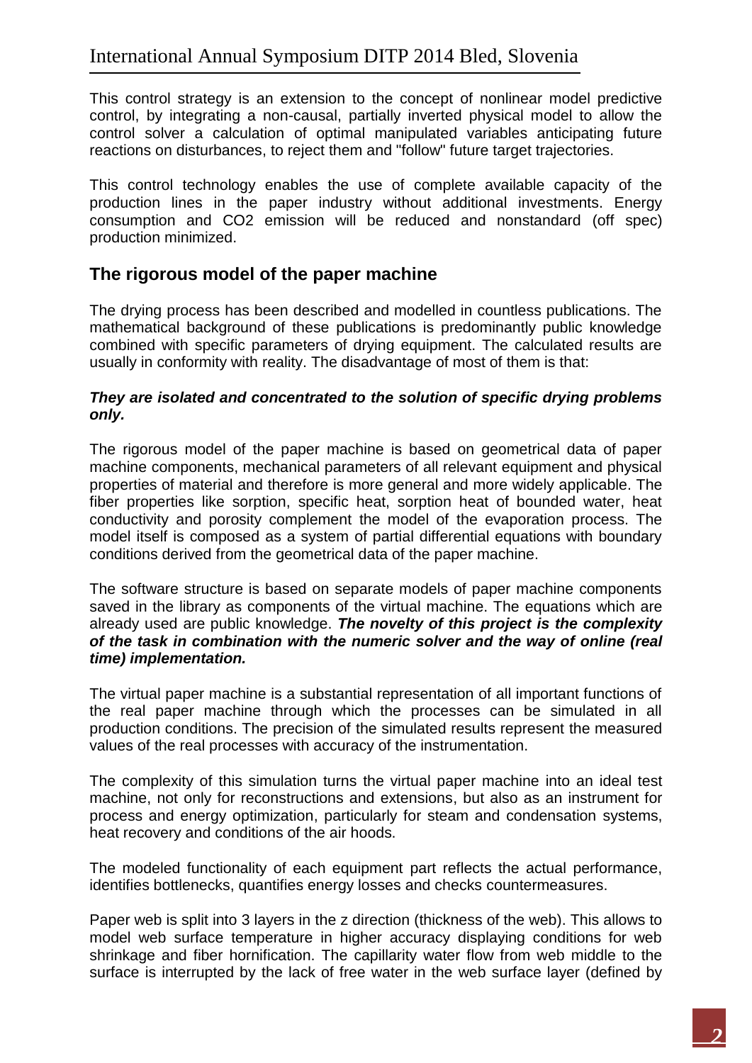This control strategy is an extension to the concept of nonlinear model predictive control, by integrating a non-causal, partially inverted physical model to allow the control solver a calculation of optimal manipulated variables anticipating future reactions on disturbances, to reject them and "follow" future target trajectories.

This control technology enables the use of complete available capacity of the production lines in the paper industry without additional investments. Energy consumption and $CO_2$ emission will be reduced and nonstandard (off spec) production minimized.

## The rigorous model of the paper machine

The drying process has been described and modelled in countless publications. The mathematical background of these publications is predominantly public knowledge combined with specific parameters of drying equipment. The calculated results are usually in conformity with reality. The disadvantage of most of them is that:

***They are isolated and concentrated to the solution of specific drying problems only.***

The rigorous model of the paper machine is based on geometrical data of paper machine components, mechanical parameters of all relevant equipment and physical properties of material and therefore is more general and more widely applicable. The fiber properties like sorption, specific heat, sorption heat of bounded water, heat conductivity and porosity complement the model of the evaporation process. The model itself is composed as a system of partial differential equations with boundary conditions derived from the geometrical data of the paper machine.

The software structure is based on separate models of paper machine components saved in the library as components of the virtual machine. The equations which are already used are public knowledge. ***The novelty of this project is the complexity of the task in combination with the numeric solver and the way of online (real time) implementation.***

The virtual paper machine is a substantial representation of all important functions of the real paper machine through which the processes can be simulated in all production conditions. The precision of the simulated results represent the measured values of the real processes with accuracy of the instrumentation.

The complexity of this simulation turns the virtual paper machine into an ideal test machine, not only for reconstructions and extensions, but also as an instrument for process and energy optimization, particularly for steam and condensation systems, heat recovery and conditions of the air hoods.

The modeled functionality of each equipment part reflects the actual performance, identifies bottlenecks, quantifies energy losses and checks countermeasures.

Paper web is split into 3 layers in the z direction (thickness of the web). This allows to model web surface temperature in higher accuracy displaying conditions for web shrinkage and fiber hornification. The capillarity water flow from web middle to the surface is interrupted by the lack of free water in the web surface layer (defined by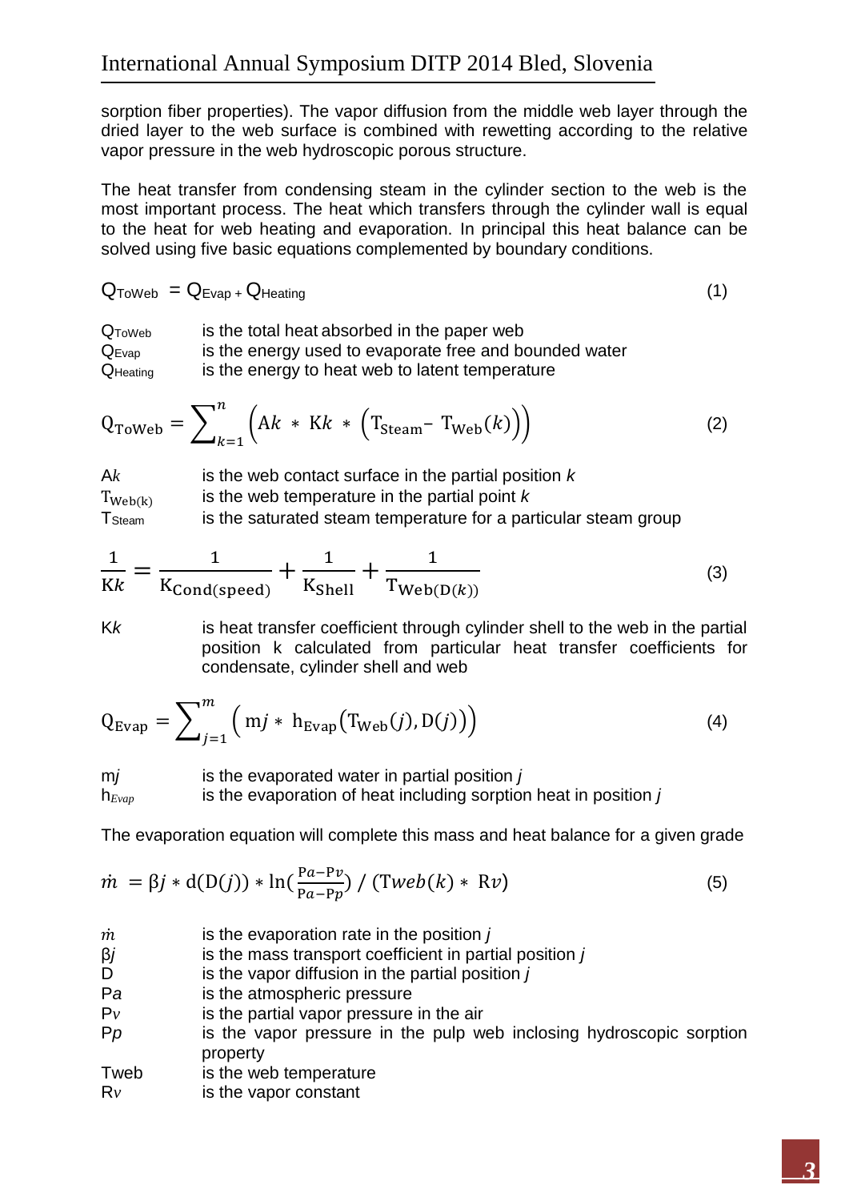sorption fiber properties). The vapor diffusion from the middle web layer through the dried layer to the web surface is combined with rewetting according to the relative vapor pressure in the web hydroscopic porous structure.

The heat transfer from condensing steam in the cylinder section to the web is the most important process. The heat which transfers through the cylinder wall is equal to the heat for web heating and evaporation. In principal this heat balance can be solved using five basic equations complemented by boundary conditions.

$$Q_{ToWeb} = Q_{Evap} + Q_{Heating} \tag{1}$$

$Q_{ToWeb}$ is the total heat absorbed in the paper web
$Q_{Evap}$ is the energy used to evaporate free and bounded water
$Q_{Heating}$ is the energy to heat web to latent temperature

$$Q_{ToWeb} = \sum_{k=1}^{n} \left( Ak * Kk * \left( T_{Steam} - T_{Web}(k) \right) \right) \tag{2}$$

$Ak$ is the web contact surface in the partial position $k$
$T_{Web(k)}$ is the web temperature in the partial point $k$
$T_{Steam}$ is the saturated steam temperature for a particular steam group

$$\frac{1}{Kk} = \frac{1}{K_{Cond(speed)}} + \frac{1}{K_{Shell}} + \frac{1}{T_{Web(D(k))}} \tag{3}$$

$Kk$ is heat transfer coefficient through cylinder shell to the web in the partial position k calculated from particular heat transfer coefficients for condensate, cylinder shell and web

$$Q_{Evap} = \sum_{j=1}^{m} \left( mj * h_{Evap}\left(T_{Web}(j), D(j)\right) \right) \tag{4}$$

$mj$ is the evaporated water in partial position $j$
$h_{Evap}$ is the evaporation of heat including sorption heat in position $j$

The evaporation equation will complete this mass and heat balance for a given grade

$$\dot{m} = \beta j * d(D(j)) * \ln\left(\frac{Pa - Pv}{Pa - Pp}\right) / \left(Tweb(k) * Rv\right) \tag{5}$$

$\dot{m}$ is the evaporation rate in the position $j$
$\beta j$ is the mass transport coefficient in partial position $j$
$D$ is the vapor diffusion in the partial position $j$
$Pa$ is the atmospheric pressure
$Pv$ is the partial vapor pressure in the air
$Pp$ is the vapor pressure in the pulp web inclosing hydroscopic sorption property
$Tweb$ is the web temperature
$Rv$ is the vapor constant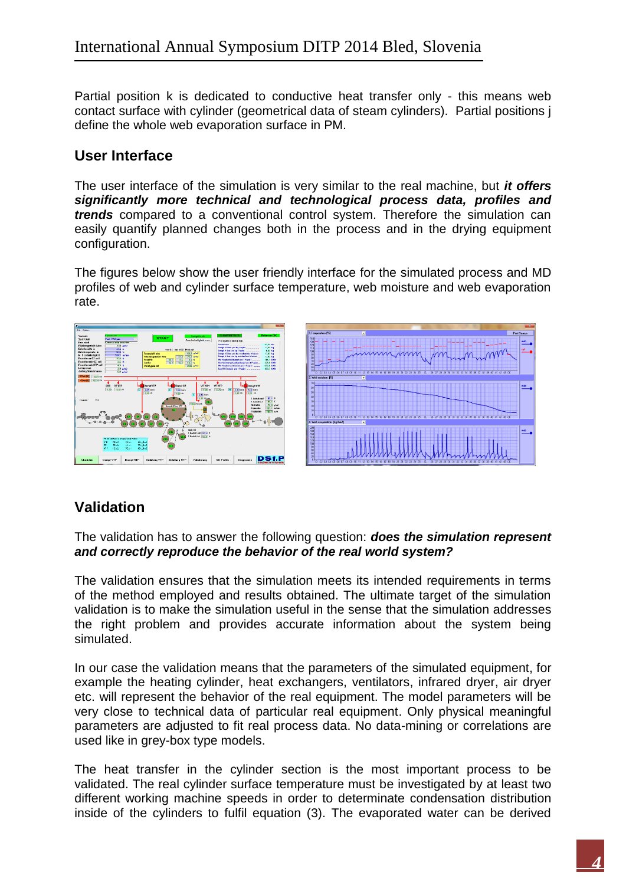Partial position k is dedicated to conductive heat transfer only - this means web contact surface with cylinder (geometrical data of steam cylinders). Partial positions j define the whole web evaporation surface in PM.

## User Interface

The user interface of the simulation is very similar to the real machine, but ***it offers significantly more technical and technological process data, profiles and trends*** compared to a conventional control system. Therefore the simulation can easily quantify planned changes both in the process and in the drying equipment configuration.

The figures below show the user friendly interface for the simulated process and MD profiles of web and cylinder surface temperature, web moisture and web evaporation rate.

## Validation

The validation has to answer the following question: ***does the simulation represent and correctly reproduce the behavior of the real world system?***

The validation ensures that the simulation meets its intended requirements in terms of the method employed and results obtained. The ultimate target of the simulation validation is to make the simulation useful in the sense that the simulation addresses the right problem and provides accurate information about the system being simulated.

In our case the validation means that the parameters of the simulated equipment, for example the heating cylinder, heat exchangers, ventilators, infrared dryer, air dryer etc. will represent the behavior of the real equipment. The model parameters will be very close to technical data of particular real equipment. Only physical meaningful parameters are adjusted to fit real process data. No data-mining or correlations are used like in grey-box type models.

The heat transfer in the cylinder section is the most important process to be validated. The real cylinder surface temperature must be investigated by at least two different working machine speeds in order to determinate condensation distribution inside of the cylinders to fulfil equation (3). The evaporated water can be derived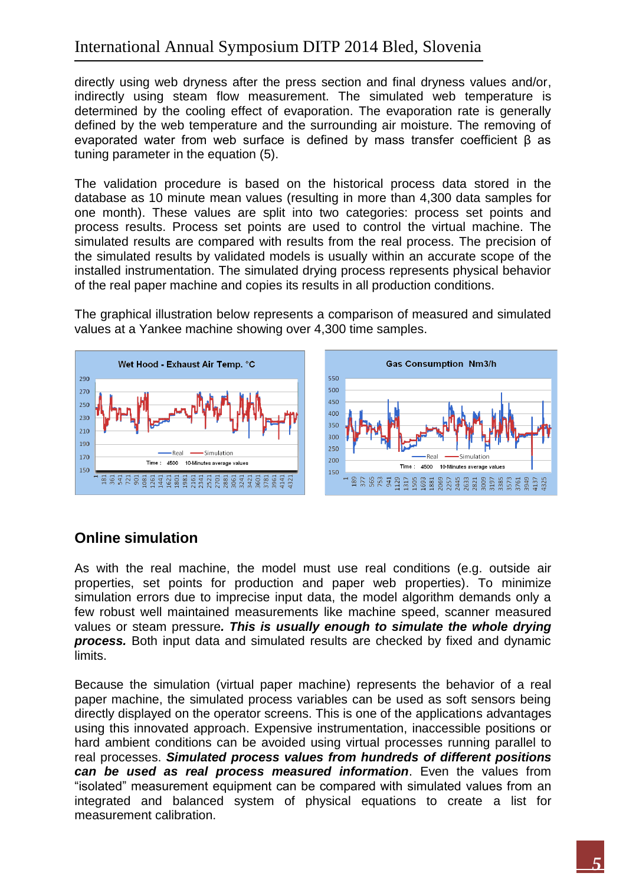directly using web dryness after the press section and final dryness values and/or, indirectly using steam flow measurement. The simulated web temperature is determined by the cooling effect of evaporation. The evaporation rate is generally defined by the web temperature and the surrounding air moisture. The removing of evaporated water from web surface is defined by mass transfer coefficient β as tuning parameter in the equation (5).

The validation procedure is based on the historical process data stored in the database as 10 minute mean values (resulting in more than 4,300 data samples for one month). These values are split into two categories: process set points and process results. Process set points are used to control the virtual machine. The simulated results are compared with results from the real process. The precision of the simulated results by validated models is usually within an accurate scope of the installed instrumentation. The simulated drying process represents physical behavior of the real paper machine and copies its results in all production conditions.

The graphical illustration below represents a comparison of measured and simulated values at a Yankee machine showing over 4,300 time samples.

## Online simulation

As with the real machine, the model must use real conditions (e.g. outside air properties, set points for production and paper web properties). To minimize simulation errors due to imprecise input data, the model algorithm demands only a few robust well maintained measurements like machine speed, scanner measured values or steam pressure***. This is usually enough to simulate the whole drying process.*** Both input data and simulated results are checked by fixed and dynamic limits.

Because the simulation (virtual paper machine) represents the behavior of a real paper machine, the simulated process variables can be used as soft sensors being directly displayed on the operator screens. This is one of the applications advantages using this innovated approach. Expensive instrumentation, inaccessible positions or hard ambient conditions can be avoided using virtual processes running parallel to real processes. ***Simulated process values from hundreds of different positions can be used as real process measured information***. Even the values from "isolated" measurement equipment can be compared with simulated values from an integrated and balanced system of physical equations to create a list for measurement calibration.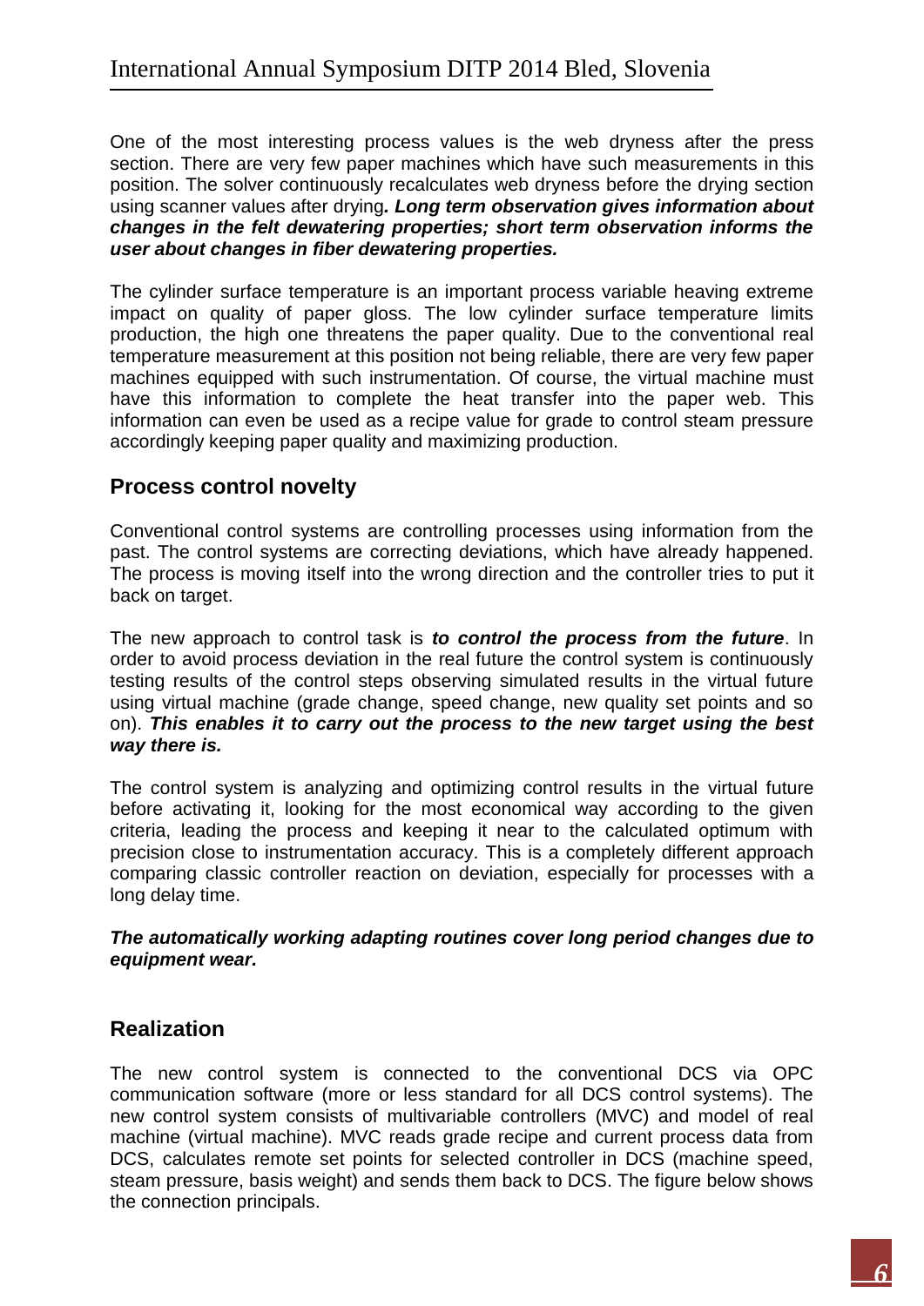One of the most interesting process values is the web dryness after the press section. There are very few paper machines which have such measurements in this position. The solver continuously recalculates web dryness before the drying section using scanner values after drying***. Long term observation gives information about changes in the felt dewatering properties; short term observation informs the user about changes in fiber dewatering properties.***

The cylinder surface temperature is an important process variable heaving extreme impact on quality of paper gloss. The low cylinder surface temperature limits production, the high one threatens the paper quality. Due to the conventional real temperature measurement at this position not being reliable, there are very few paper machines equipped with such instrumentation. Of course, the virtual machine must have this information to complete the heat transfer into the paper web. This information can even be used as a recipe value for grade to control steam pressure accordingly keeping paper quality and maximizing production.

## Process control novelty

Conventional control systems are controlling processes using information from the past. The control systems are correcting deviations, which have already happened. The process is moving itself into the wrong direction and the controller tries to put it back on target.

The new approach to control task is ***to control the process from the future***. In order to avoid process deviation in the real future the control system is continuously testing results of the control steps observing simulated results in the virtual future using virtual machine (grade change, speed change, new quality set points and so on). ***This enables it to carry out the process to the new target using the best way there is.***

The control system is analyzing and optimizing control results in the virtual future before activating it, looking for the most economical way according to the given criteria, leading the process and keeping it near to the calculated optimum with precision close to instrumentation accuracy. This is a completely different approach comparing classic controller reaction on deviation, especially for processes with a long delay time.

***The automatically working adapting routines cover long period changes due to equipment wear.***

## Realization

The new control system is connected to the conventional DCS via OPC communication software (more or less standard for all DCS control systems). The new control system consists of multivariable controllers (MVC) and model of real machine (virtual machine). MVC reads grade recipe and current process data from DCS, calculates remote set points for selected controller in DCS (machine speed, steam pressure, basis weight) and sends them back to DCS. The figure below shows the connection principals.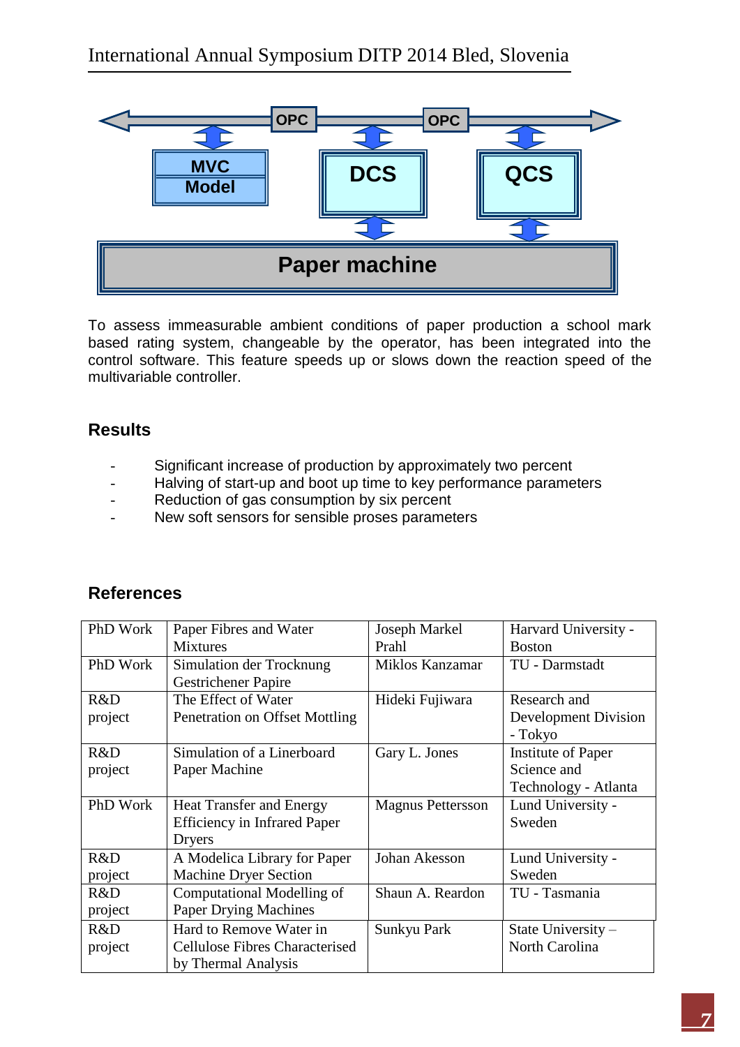OPC OPC

MVC Model

DCS

QCS

Paper machine

To assess immeasurable ambient conditions of paper production a school mark based rating system, changeable by the operator, has been integrated into the control software. This feature speeds up or slows down the reaction speed of the multivariable controller.

## Results

- Significant increase of production by approximately two percent
- Halving of start-up and boot up time to key performance parameters
- Reduction of gas consumption by six percent
- New soft sensors for sensible proses parameters

## References

| | | | |
|---|---|---|---|
| PhD Work | Paper Fibres and Water Mixtures | Joseph Markel Prahl | Harvard University - Boston |
| PhD Work | Simulation der Trocknung Gestrichener Papire | Miklos Kanzamar | TU - Darmstadt |
| R&D project | The Effect of Water Penetration on Offset Mottling | Hideki Fujiwara | Research and Development Division - Tokyo |
| R&D project | Simulation of a Linerboard Paper Machine | Gary L. Jones | Institute of Paper Science and Technology - Atlanta |
| PhD Work | Heat Transfer and Energy Efficiency in Infrared Paper Dryers | Magnus Pettersson | Lund University - Sweden |
| R&D project | A Modelica Library for Paper Machine Dryer Section | Johan Akesson | Lund University - Sweden |
| R&D project | Computational Modelling of Paper Drying Machines | Shaun A. Reardon | TU - Tasmania |
| R&D project | Hard to Remove Water in Cellulose Fibres Characterised by Thermal Analysis | Sunkyu Park | State University – North Carolina |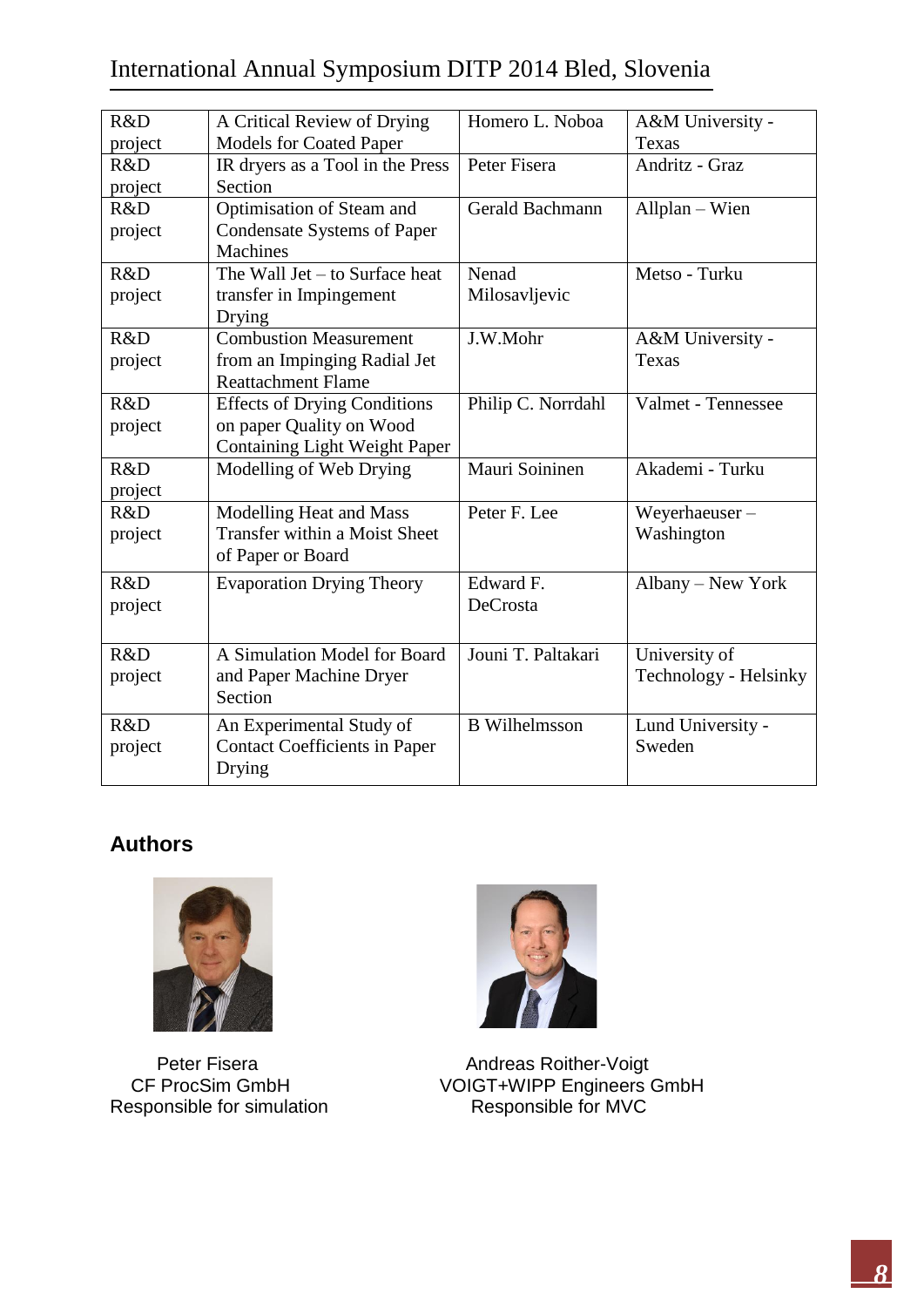| | | | |
|---|---|---|---|
| R&D project | A Critical Review of Drying Models for Coated Paper | Homero L. Noboa | A&M University - Texas |
| R&D project | IR dryers as a Tool in the Press Section | Peter Fisera | Andritz - Graz |
| R&D project | Optimisation of Steam and Condensate Systems of Paper Machines | Gerald Bachmann | Allplan – Wien |
| R&D project | The Wall Jet – to Surface heat transfer in Impingement Drying | Nenad Milosavljevic | Metso - Turku |
| R&D project | Combustion Measurement from an Impinging Radial Jet Reattachment Flame | J.W.Mohr | A&M University - Texas |
| R&D project | Effects of Drying Conditions on paper Quality on Wood Containing Light Weight Paper | Philip C. Norrdahl | Valmet - Tennessee |
| R&D project | Modelling of Web Drying | Mauri Soininen | Akademi - Turku |
| R&D project | Modelling Heat and Mass Transfer within a Moist Sheet of Paper or Board | Peter F. Lee | Weyerhaeuser – Washington |
| R&D project | Evaporation Drying Theory | Edward F. DeCrosta | Albany – New York |
| R&D project | A Simulation Model for Board and Paper Machine Dryer Section | Jouni T. Paltakari | University of Technology - Helsinky |
| R&D project | An Experimental Study of Contact Coefficients in Paper Drying | B Wilhelmsson | Lund University - Sweden |

## Authors

Peter Fisera
CF ProcSim GmbH
Responsible for simulation

Andreas Roither-Voigt
VOIGT+WIPP Engineers GmbH
Responsible for MVC